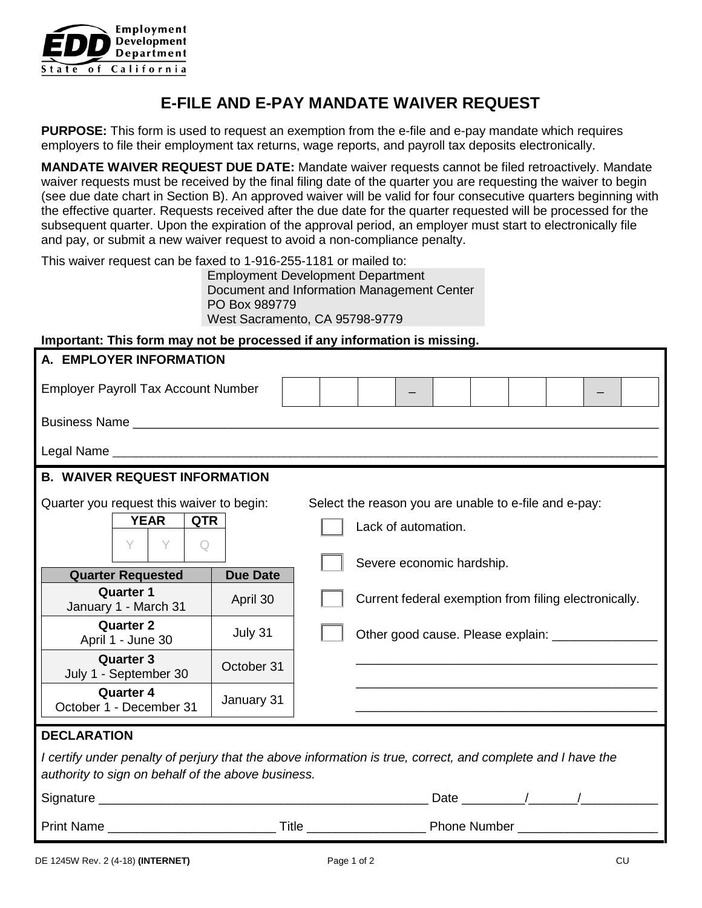Employment Development Department
State of California

# E-FILE AND E-PAY MANDATE WAIVER REQUEST

**PURPOSE:** This form is used to request an exemption from the e-file and e-pay mandate which requires employers to file their employment tax returns, wage reports, and payroll tax deposits electronically.

**MANDATE WAIVER REQUEST DUE DATE:** Mandate waiver requests cannot be filed retroactively. Mandate waiver requests must be received by the final filing date of the quarter you are requesting the waiver to begin (see due date chart in Section B). An approved waiver will be valid for four consecutive quarters beginning with the effective quarter. Requests received after the due date for the quarter requested will be processed for the subsequent quarter. Upon the expiration of the approval period, an employer must start to electronically file and pay, or submit a new waiver request to avoid a non-compliance penalty.

This waiver request can be faxed to 1-916-255-1181 or mailed to:

Employment Development Department
Document and Information Management Center
PO Box 989779
West Sacramento, CA 95798-9779

**Important: This form may not be processed if any information is missing.**

## A. EMPLOYER INFORMATION

Employer Payroll Tax Account Number [ ][ ][ ] – [ ][ ][ ][ ] – [ ]

Business Name ______________________________________________________________________

Legal Name ________________________________________________________________________

## B. WAIVER REQUEST INFORMATION

Quarter you request this waiver to begin:

| YEAR | | QTR |
|---|---|---|
| Y | Y | Q |

| Quarter Requested | Due Date |
|---|---|
| **Quarter 1** January 1 - March 31 | April 30 |
| **Quarter 2** April 1 - June 30 | July 31 |
| **Quarter 3** July 1 - September 30 | October 31 |
| **Quarter 4** October 1 - December 31 | January 31 |

Select the reason you are unable to e-file and e-pay:

- ☐ Lack of automation.
- ☐ Severe economic hardship.
- ☐ Current federal exemption from filing electronically.
- ☐ Other good cause. Please explain: _______________
  ___________________________________________
  ___________________________________________
  ___________________________________________

## DECLARATION

*I certify under penalty of perjury that the above information is true, correct, and complete and I have the authority to sign on behalf of the above business.*

Signature ______________________________________________ Date ________/_______/___________

Print Name ________________________ Title ________________ Phone Number ____________________

DE 1245W Rev. 2 (4-18) **(INTERNET)** CU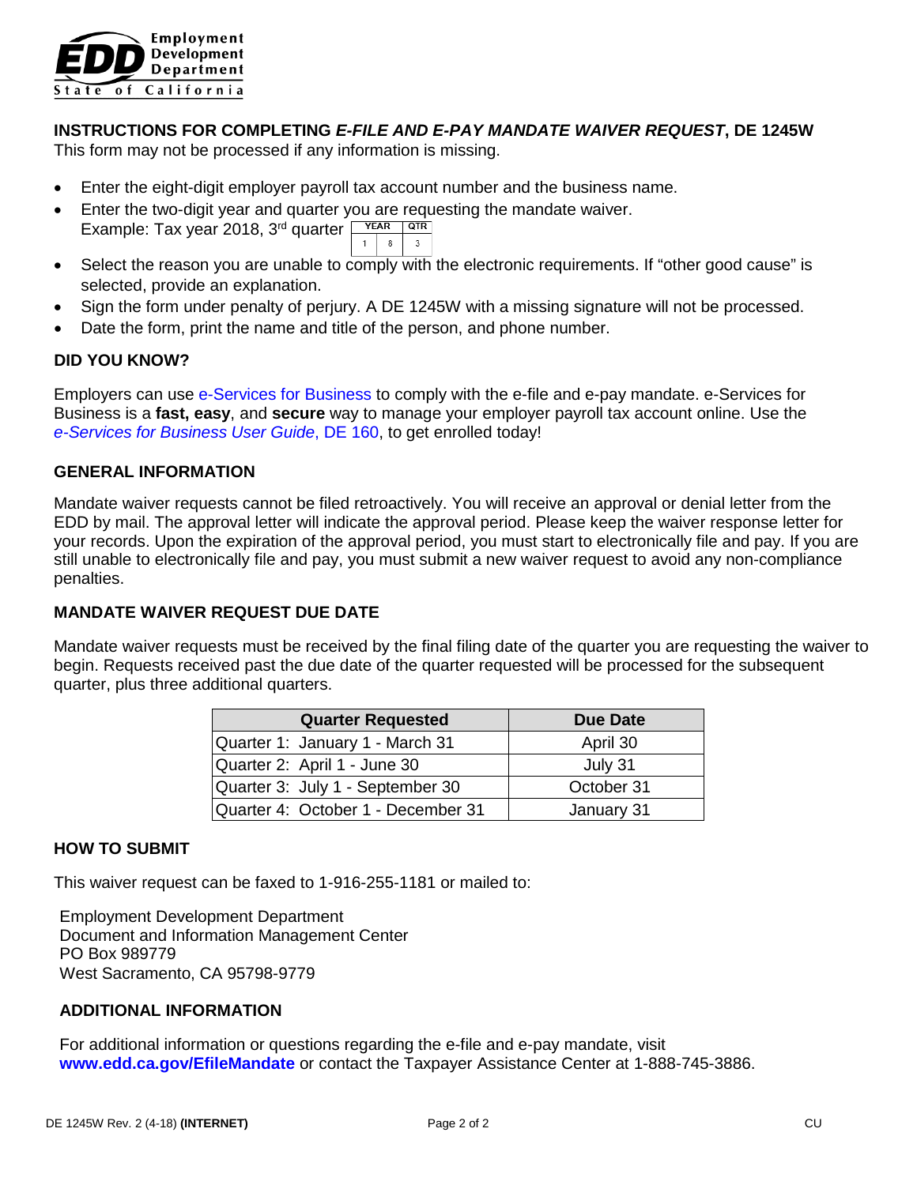# INSTRUCTIONS FOR COMPLETING *E-FILE AND E-PAY MANDATE WAIVER REQUEST*, DE 1245W

This form may not be processed if any information is missing.

- Enter the eight-digit employer payroll tax account number and the business name.
- Enter the two-digit year and quarter you are requesting the mandate waiver.
  Example: Tax year 2018, 3rd quarter

  | YEAR | | QTR |
  |---|---|---|
  | 1 | 8 | 3 |

- Select the reason you are unable to comply with the electronic requirements. If "other good cause" is selected, provide an explanation.
- Sign the form under penalty of perjury. A DE 1245W with a missing signature will not be processed.
- Date the form, print the name and title of the person, and phone number.

## DID YOU KNOW?

Employers can use e-Services for Business to comply with the e-file and e-pay mandate. e-Services for Business is a **fast, easy**, and **secure** way to manage your employer payroll tax account online. Use the *e-Services for Business User Guide*, DE 160, to get enrolled today!

## GENERAL INFORMATION

Mandate waiver requests cannot be filed retroactively. You will receive an approval or denial letter from the EDD by mail. The approval letter will indicate the approval period. Please keep the waiver response letter for your records. Upon the expiration of the approval period, you must start to electronically file and pay. If you are still unable to electronically file and pay, you must submit a new waiver request to avoid any non-compliance penalties.

## MANDATE WAIVER REQUEST DUE DATE

Mandate waiver requests must be received by the final filing date of the quarter you are requesting the waiver to begin. Requests received past the due date of the quarter requested will be processed for the subsequent quarter, plus three additional quarters.

| Quarter Requested | Due Date |
|---|---|
| Quarter 1: January 1 - March 31 | April 30 |
| Quarter 2: April 1 - June 30 | July 31 |
| Quarter 3: July 1 - September 30 | October 31 |
| Quarter 4: October 1 - December 31 | January 31 |

## HOW TO SUBMIT

This waiver request can be faxed to 1-916-255-1181 or mailed to:

Employment Development Department
Document and Information Management Center
PO Box 989779
West Sacramento, CA 95798-9779

## ADDITIONAL INFORMATION

For additional information or questions regarding the e-file and e-pay mandate, visit **www.edd.ca.gov/EfileMandate** or contact the Taxpayer Assistance Center at 1-888-745-3886.

DE 1245W Rev. 2 (4-18) **(INTERNET)**